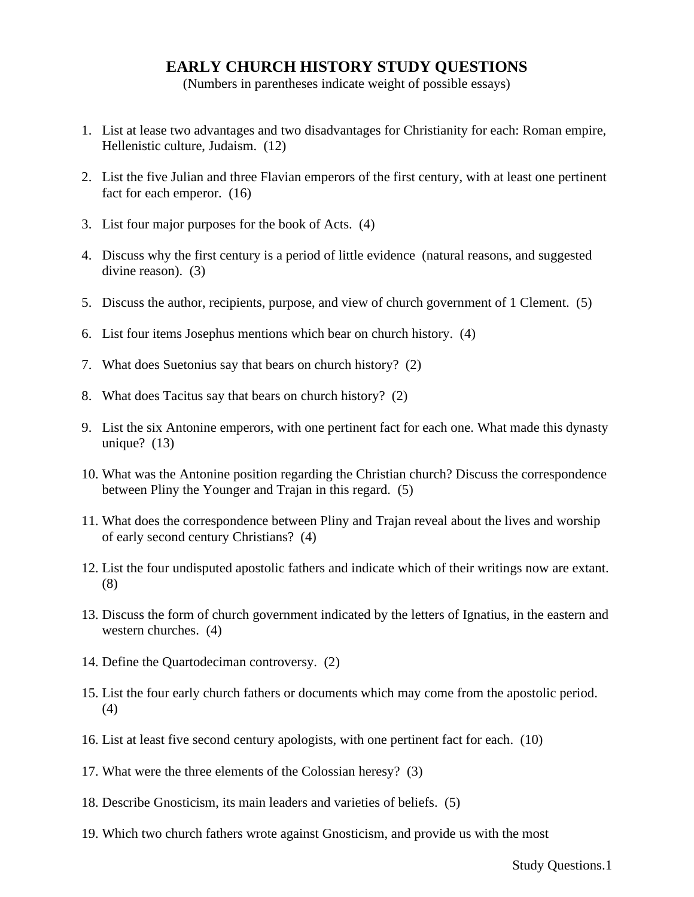# EARLY CHURCH HISTORY STUDY QUESTIONS

(Numbers in parentheses indicate weight of possible essays)

1. List at lease two advantages and two disadvantages for Christianity for each: Roman empire, Hellenistic culture, Judaism. (12)

2. List the five Julian and three Flavian emperors of the first century, with at least one pertinent fact for each emperor. (16)

3. List four major purposes for the book of Acts. (4)

4. Discuss why the first century is a period of little evidence (natural reasons, and suggested divine reason). (3)

5. Discuss the author, recipients, purpose, and view of church government of 1 Clement. (5)

6. List four items Josephus mentions which bear on church history. (4)

7. What does Suetonius say that bears on church history? (2)

8. What does Tacitus say that bears on church history? (2)

9. List the six Antonine emperors, with one pertinent fact for each one. What made this dynasty unique? (13)

10. What was the Antonine position regarding the Christian church? Discuss the correspondence between Pliny the Younger and Trajan in this regard. (5)

11. What does the correspondence between Pliny and Trajan reveal about the lives and worship of early second century Christians? (4)

12. List the four undisputed apostolic fathers and indicate which of their writings now are extant. (8)

13. Discuss the form of church government indicated by the letters of Ignatius, in the eastern and western churches. (4)

14. Define the Quartodeciman controversy. (2)

15. List the four early church fathers or documents which may come from the apostolic period. (4)

16. List at least five second century apologists, with one pertinent fact for each. (10)

17. What were the three elements of the Colossian heresy? (3)

18. Describe Gnosticism, its main leaders and varieties of beliefs. (5)

19. Which two church fathers wrote against Gnosticism, and provide us with the most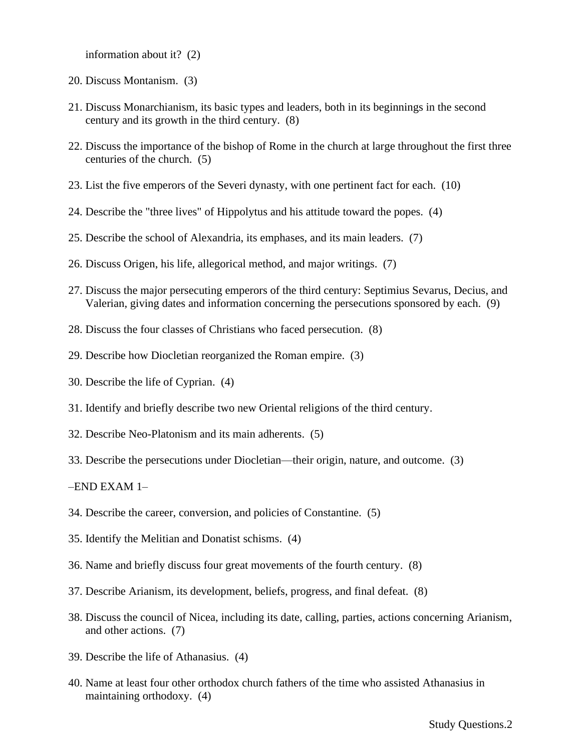information about it? (2)

20. Discuss Montanism. (3)

21. Discuss Monarchianism, its basic types and leaders, both in its beginnings in the second century and its growth in the third century. (8)

22. Discuss the importance of the bishop of Rome in the church at large throughout the first three centuries of the church. (5)

23. List the five emperors of the Severi dynasty, with one pertinent fact for each. (10)

24. Describe the "three lives" of Hippolytus and his attitude toward the popes. (4)

25. Describe the school of Alexandria, its emphases, and its main leaders. (7)

26. Discuss Origen, his life, allegorical method, and major writings. (7)

27. Discuss the major persecuting emperors of the third century: Septimius Sevarus, Decius, and Valerian, giving dates and information concerning the persecutions sponsored by each. (9)

28. Discuss the four classes of Christians who faced persecution. (8)

29. Describe how Diocletian reorganized the Roman empire. (3)

30. Describe the life of Cyprian. (4)

31. Identify and briefly describe two new Oriental religions of the third century.

32. Describe Neo-Platonism and its main adherents. (5)

33. Describe the persecutions under Diocletian—their origin, nature, and outcome. (3)

–END EXAM 1–

34. Describe the career, conversion, and policies of Constantine. (5)

35. Identify the Melitian and Donatist schisms. (4)

36. Name and briefly discuss four great movements of the fourth century. (8)

37. Describe Arianism, its development, beliefs, progress, and final defeat. (8)

38. Discuss the council of Nicea, including its date, calling, parties, actions concerning Arianism, and other actions. (7)

39. Describe the life of Athanasius. (4)

40. Name at least four other orthodox church fathers of the time who assisted Athanasius in maintaining orthodoxy. (4)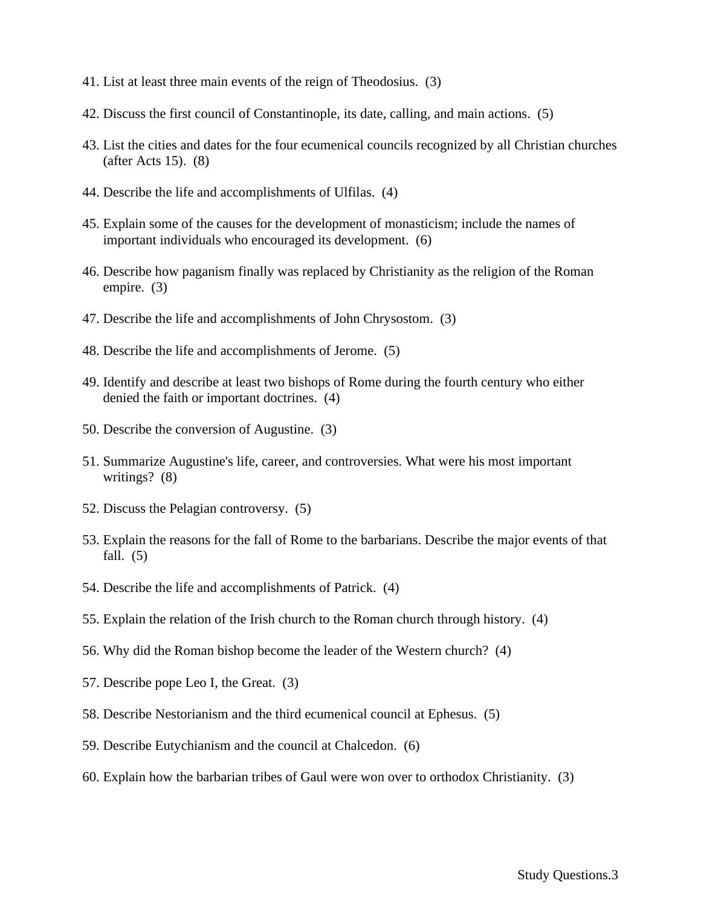41. List at least three main events of the reign of Theodosius. (3)
42. Discuss the first council of Constantinople, its date, calling, and main actions. (5)
43. List the cities and dates for the four ecumenical councils recognized by all Christian churches (after Acts 15). (8)
44. Describe the life and accomplishments of Ulfilas. (4)
45. Explain some of the causes for the development of monasticism; include the names of important individuals who encouraged its development. (6)
46. Describe how paganism finally was replaced by Christianity as the religion of the Roman empire. (3)
47. Describe the life and accomplishments of John Chrysostom. (3)
48. Describe the life and accomplishments of Jerome. (5)
49. Identify and describe at least two bishops of Rome during the fourth century who either denied the faith or important doctrines. (4)
50. Describe the conversion of Augustine. (3)
51. Summarize Augustine's life, career, and controversies. What were his most important writings? (8)
52. Discuss the Pelagian controversy. (5)
53. Explain the reasons for the fall of Rome to the barbarians. Describe the major events of that fall. (5)
54. Describe the life and accomplishments of Patrick. (4)
55. Explain the relation of the Irish church to the Roman church through history. (4)
56. Why did the Roman bishop become the leader of the Western church? (4)
57. Describe pope Leo I, the Great. (3)
58. Describe Nestorianism and the third ecumenical council at Ephesus. (5)
59. Describe Eutychianism and the council at Chalcedon. (6)
60. Explain how the barbarian tribes of Gaul were won over to orthodox Christianity. (3)